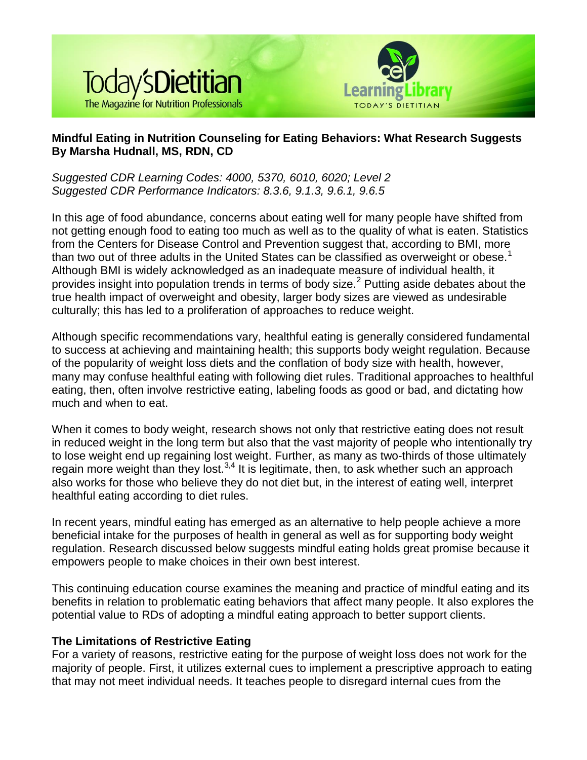Today's Dietitian
The Magazine for Nutrition Professionals

CE Learning Library
TODAY'S DIETITIAN

**Mindful Eating in Nutrition Counseling for Eating Behaviors: What Research Suggests**
**By Marsha Hudnall, MS, RDN, CD**

*Suggested CDR Learning Codes: 4000, 5370, 6010, 6020; Level 2*
*Suggested CDR Performance Indicators: 8.3.6, 9.1.3, 9.6.1, 9.6.5*

In this age of food abundance, concerns about eating well for many people have shifted from not getting enough food to eating too much as well as to the quality of what is eaten. Statistics from the Centers for Disease Control and Prevention suggest that, according to BMI, more than two out of three adults in the United States can be classified as overweight or obese.[1] Although BMI is widely acknowledged as an inadequate measure of individual health, it provides insight into population trends in terms of body size.[2] Putting aside debates about the true health impact of overweight and obesity, larger body sizes are viewed as undesirable culturally; this has led to a proliferation of approaches to reduce weight.

Although specific recommendations vary, healthful eating is generally considered fundamental to success at achieving and maintaining health; this supports body weight regulation. Because of the popularity of weight loss diets and the conflation of body size with health, however, many may confuse healthful eating with following diet rules. Traditional approaches to healthful eating, then, often involve restrictive eating, labeling foods as good or bad, and dictating how much and when to eat.

When it comes to body weight, research shows not only that restrictive eating does not result in reduced weight in the long term but also that the vast majority of people who intentionally try to lose weight end up regaining lost weight. Further, as many as two-thirds of those ultimately regain more weight than they lost.[3,4] It is legitimate, then, to ask whether such an approach also works for those who believe they do not diet but, in the interest of eating well, interpret healthful eating according to diet rules.

In recent years, mindful eating has emerged as an alternative to help people achieve a more beneficial intake for the purposes of health in general as well as for supporting body weight regulation. Research discussed below suggests mindful eating holds great promise because it empowers people to make choices in their own best interest.

This continuing education course examines the meaning and practice of mindful eating and its benefits in relation to problematic eating behaviors that affect many people. It also explores the potential value to RDs of adopting a mindful eating approach to better support clients.

**The Limitations of Restrictive Eating**

For a variety of reasons, restrictive eating for the purpose of weight loss does not work for the majority of people. First, it utilizes external cues to implement a prescriptive approach to eating that may not meet individual needs. It teaches people to disregard internal cues from the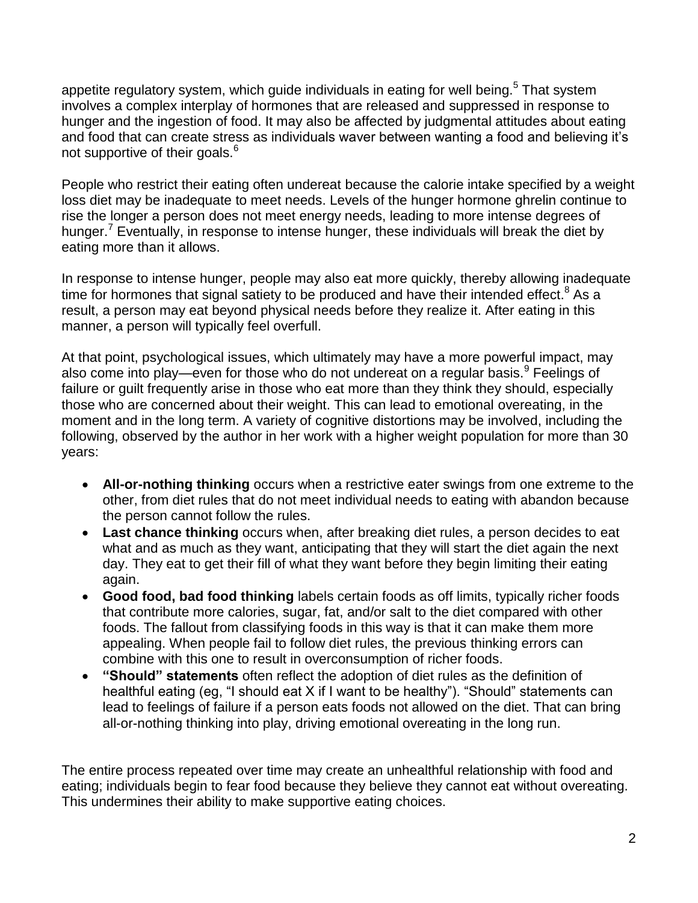appetite regulatory system, which guide individuals in eating for well being.[5] That system involves a complex interplay of hormones that are released and suppressed in response to hunger and the ingestion of food. It may also be affected by judgmental attitudes about eating and food that can create stress as individuals waver between wanting a food and believing it's not supportive of their goals.[6]

People who restrict their eating often undereat because the calorie intake specified by a weight loss diet may be inadequate to meet needs. Levels of the hunger hormone ghrelin continue to rise the longer a person does not meet energy needs, leading to more intense degrees of hunger.[7] Eventually, in response to intense hunger, these individuals will break the diet by eating more than it allows.

In response to intense hunger, people may also eat more quickly, thereby allowing inadequate time for hormones that signal satiety to be produced and have their intended effect.[8] As a result, a person may eat beyond physical needs before they realize it. After eating in this manner, a person will typically feel overfull.

At that point, psychological issues, which ultimately may have a more powerful impact, may also come into play—even for those who do not undereat on a regular basis.[9] Feelings of failure or guilt frequently arise in those who eat more than they think they should, especially those who are concerned about their weight. This can lead to emotional overeating, in the moment and in the long term. A variety of cognitive distortions may be involved, including the following, observed by the author in her work with a higher weight population for more than 30 years:

- **All-or-nothing thinking** occurs when a restrictive eater swings from one extreme to the other, from diet rules that do not meet individual needs to eating with abandon because the person cannot follow the rules.
- **Last chance thinking** occurs when, after breaking diet rules, a person decides to eat what and as much as they want, anticipating that they will start the diet again the next day. They eat to get their fill of what they want before they begin limiting their eating again.
- **Good food, bad food thinking** labels certain foods as off limits, typically richer foods that contribute more calories, sugar, fat, and/or salt to the diet compared with other foods. The fallout from classifying foods in this way is that it can make them more appealing. When people fail to follow diet rules, the previous thinking errors can combine with this one to result in overconsumption of richer foods.
- **"Should" statements** often reflect the adoption of diet rules as the definition of healthful eating (eg, "I should eat X if I want to be healthy"). "Should" statements can lead to feelings of failure if a person eats foods not allowed on the diet. That can bring all-or-nothing thinking into play, driving emotional overeating in the long run.

The entire process repeated over time may create an unhealthful relationship with food and eating; individuals begin to fear food because they believe they cannot eat without overeating. This undermines their ability to make supportive eating choices.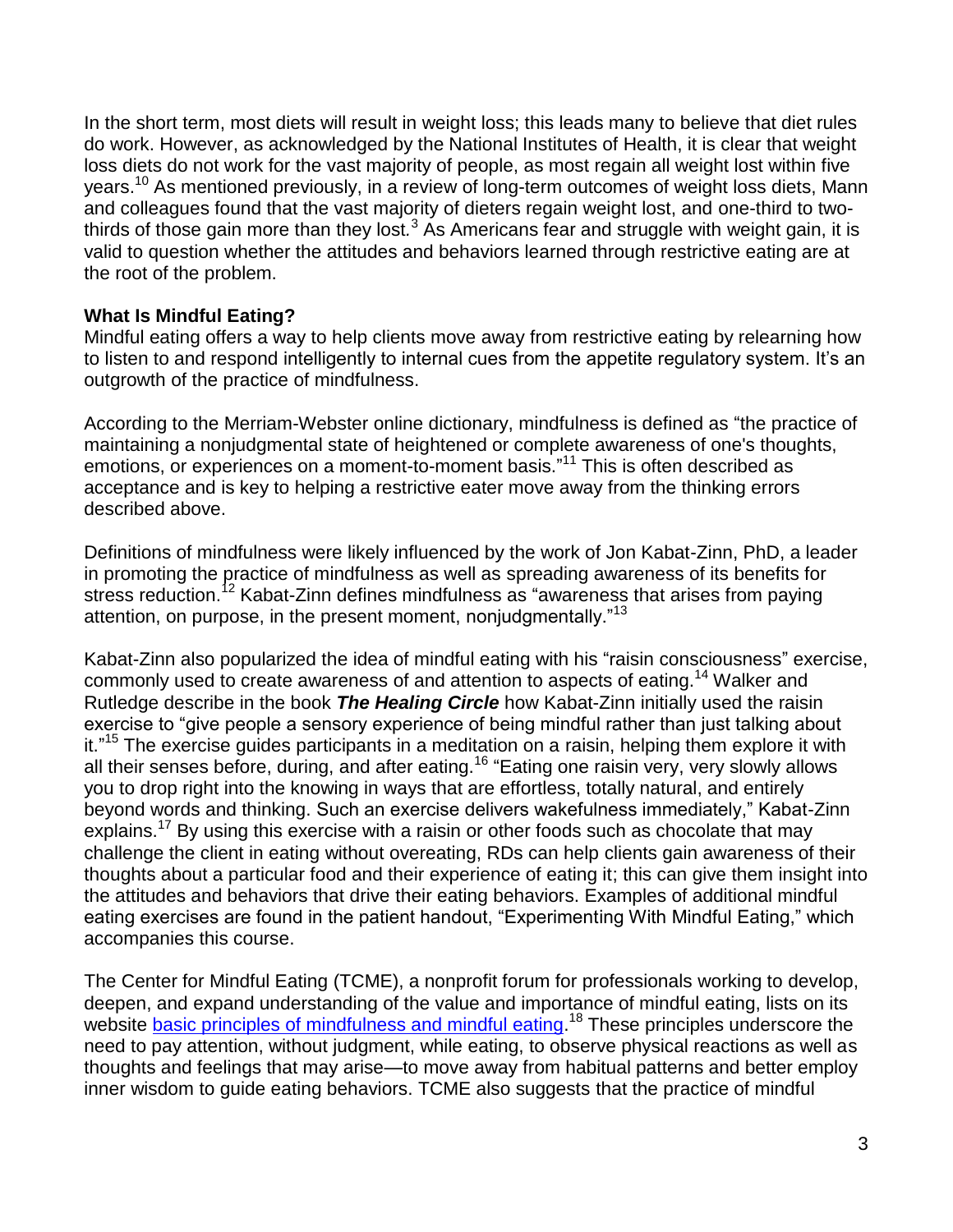In the short term, most diets will result in weight loss; this leads many to believe that diet rules do work. However, as acknowledged by the National Institutes of Health, it is clear that weight loss diets do not work for the vast majority of people, as most regain all weight lost within five years.[10] As mentioned previously, in a review of long-term outcomes of weight loss diets, Mann and colleagues found that the vast majority of dieters regain weight lost, and one-third to two-thirds of those gain more than they lost.[3] As Americans fear and struggle with weight gain, it is valid to question whether the attitudes and behaviors learned through restrictive eating are at the root of the problem.

**What Is Mindful Eating?**

Mindful eating offers a way to help clients move away from restrictive eating by relearning how to listen to and respond intelligently to internal cues from the appetite regulatory system. It's an outgrowth of the practice of mindfulness.

According to the Merriam-Webster online dictionary, mindfulness is defined as "the practice of maintaining a nonjudgmental state of heightened or complete awareness of one's thoughts, emotions, or experiences on a moment-to-moment basis."[11] This is often described as acceptance and is key to helping a restrictive eater move away from the thinking errors described above.

Definitions of mindfulness were likely influenced by the work of Jon Kabat-Zinn, PhD, a leader in promoting the practice of mindfulness as well as spreading awareness of its benefits for stress reduction.[12] Kabat-Zinn defines mindfulness as "awareness that arises from paying attention, on purpose, in the present moment, nonjudgmentally."[13]

Kabat-Zinn also popularized the idea of mindful eating with his "raisin consciousness" exercise, commonly used to create awareness of and attention to aspects of eating.[14] Walker and Rutledge describe in the book ***The Healing Circle*** how Kabat-Zinn initially used the raisin exercise to "give people a sensory experience of being mindful rather than just talking about it."[15] The exercise guides participants in a meditation on a raisin, helping them explore it with all their senses before, during, and after eating.[16] "Eating one raisin very, very slowly allows you to drop right into the knowing in ways that are effortless, totally natural, and entirely beyond words and thinking. Such an exercise delivers wakefulness immediately," Kabat-Zinn explains.[17] By using this exercise with a raisin or other foods such as chocolate that may challenge the client in eating without overeating, RDs can help clients gain awareness of their thoughts about a particular food and their experience of eating it; this can give them insight into the attitudes and behaviors that drive their eating behaviors. Examples of additional mindful eating exercises are found in the patient handout, "Experimenting With Mindful Eating," which accompanies this course.

The Center for Mindful Eating (TCME), a nonprofit forum for professionals working to develop, deepen, and expand understanding of the value and importance of mindful eating, lists on its website basic principles of mindfulness and mindful eating.[18] These principles underscore the need to pay attention, without judgment, while eating, to observe physical reactions as well as thoughts and feelings that may arise—to move away from habitual patterns and better employ inner wisdom to guide eating behaviors. TCME also suggests that the practice of mindful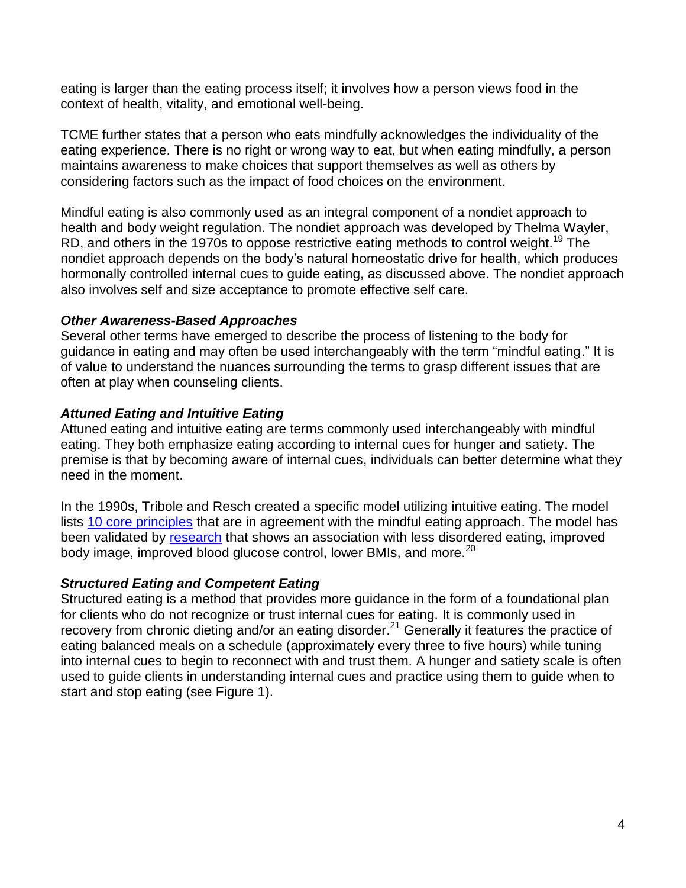eating is larger than the eating process itself; it involves how a person views food in the context of health, vitality, and emotional well-being.

TCME further states that a person who eats mindfully acknowledges the individuality of the eating experience. There is no right or wrong way to eat, but when eating mindfully, a person maintains awareness to make choices that support themselves as well as others by considering factors such as the impact of food choices on the environment.

Mindful eating is also commonly used as an integral component of a nondiet approach to health and body weight regulation. The nondiet approach was developed by Thelma Wayler, RD, and others in the 1970s to oppose restrictive eating methods to control weight.[19] The nondiet approach depends on the body's natural homeostatic drive for health, which produces hormonally controlled internal cues to guide eating, as discussed above. The nondiet approach also involves self and size acceptance to promote effective self care.

### *Other Awareness-Based Approaches*

Several other terms have emerged to describe the process of listening to the body for guidance in eating and may often be used interchangeably with the term "mindful eating." It is of value to understand the nuances surrounding the terms to grasp different issues that are often at play when counseling clients.

### *Attuned Eating and Intuitive Eating*

Attuned eating and intuitive eating are terms commonly used interchangeably with mindful eating. They both emphasize eating according to internal cues for hunger and satiety. The premise is that by becoming aware of internal cues, individuals can better determine what they need in the moment.

In the 1990s, Tribole and Resch created a specific model utilizing intuitive eating. The model lists 10 core principles that are in agreement with the mindful eating approach. The model has been validated by research that shows an association with less disordered eating, improved body image, improved blood glucose control, lower BMIs, and more.[20]

### *Structured Eating and Competent Eating*

Structured eating is a method that provides more guidance in the form of a foundational plan for clients who do not recognize or trust internal cues for eating. It is commonly used in recovery from chronic dieting and/or an eating disorder.[21] Generally it features the practice of eating balanced meals on a schedule (approximately every three to five hours) while tuning into internal cues to begin to reconnect with and trust them. A hunger and satiety scale is often used to guide clients in understanding internal cues and practice using them to guide when to start and stop eating (see Figure 1).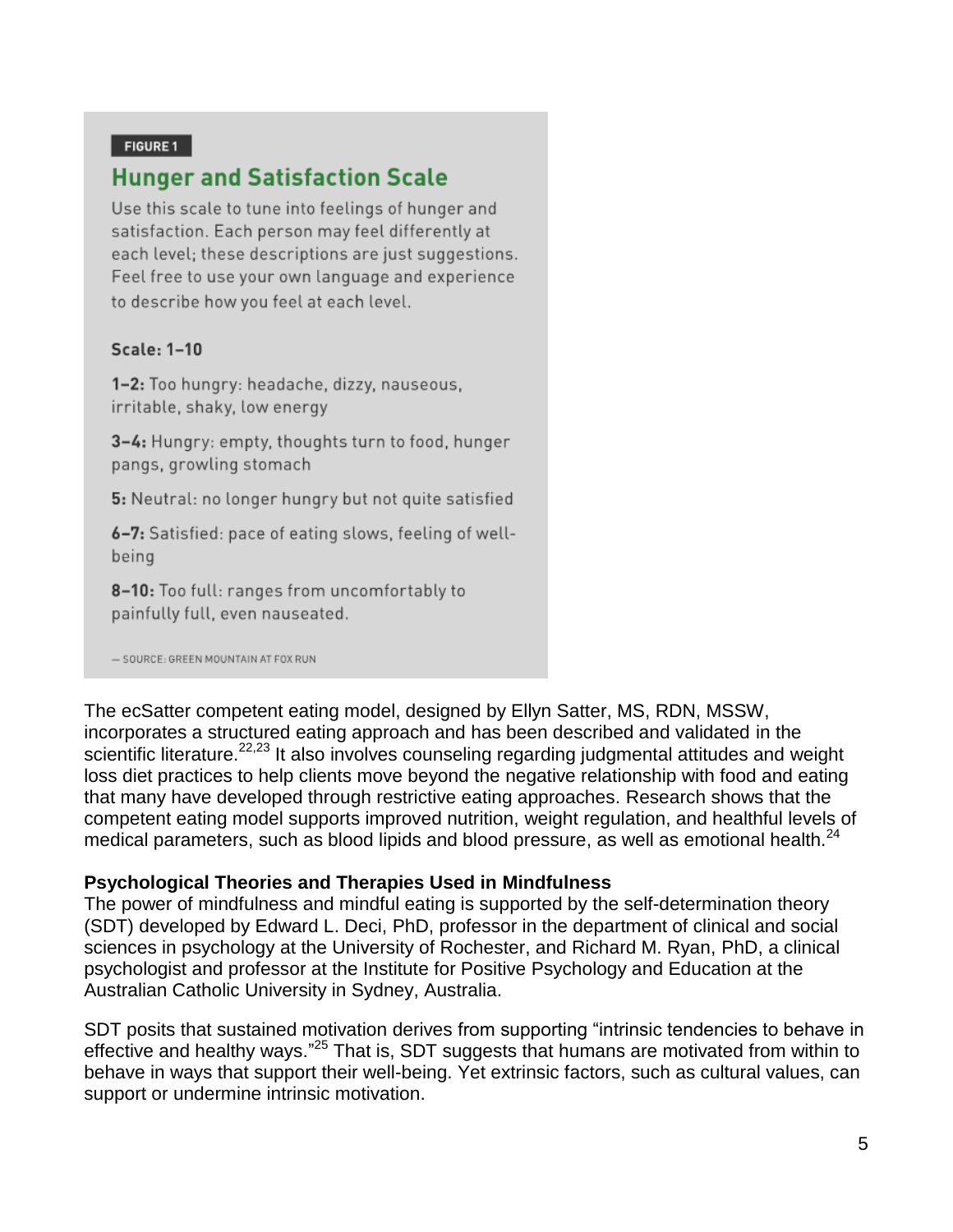**FIGURE 1**

### Hunger and Satisfaction Scale

Use this scale to tune into feelings of hunger and satisfaction. Each person may feel differently at each level; these descriptions are just suggestions. Feel free to use your own language and experience to describe how you feel at each level.

**Scale: 1–10**

**1–2:** Too hungry: headache, dizzy, nauseous, irritable, shaky, low energy

**3–4:** Hungry: empty, thoughts turn to food, hunger pangs, growling stomach

**5:** Neutral: no longer hungry but not quite satisfied

**6–7:** Satisfied: pace of eating slows, feeling of well-being

**8–10:** Too full: ranges from uncomfortably to painfully full, even nauseated.

— SOURCE: GREEN MOUNTAIN AT FOX RUN

The ecSatter competent eating model, designed by Ellyn Satter, MS, RDN, MSSW, incorporates a structured eating approach and has been described and validated in the scientific literature.[22,23] It also involves counseling regarding judgmental attitudes and weight loss diet practices to help clients move beyond the negative relationship with food and eating that many have developed through restrictive eating approaches. Research shows that the competent eating model supports improved nutrition, weight regulation, and healthful levels of medical parameters, such as blood lipids and blood pressure, as well as emotional health.[24]

**Psychological Theories and Therapies Used in Mindfulness**

The power of mindfulness and mindful eating is supported by the self-determination theory (SDT) developed by Edward L. Deci, PhD, professor in the department of clinical and social sciences in psychology at the University of Rochester, and Richard M. Ryan, PhD, a clinical psychologist and professor at the Institute for Positive Psychology and Education at the Australian Catholic University in Sydney, Australia.

SDT posits that sustained motivation derives from supporting "intrinsic tendencies to behave in effective and healthy ways."[25] That is, SDT suggests that humans are motivated from within to behave in ways that support their well-being. Yet extrinsic factors, such as cultural values, can support or undermine intrinsic motivation.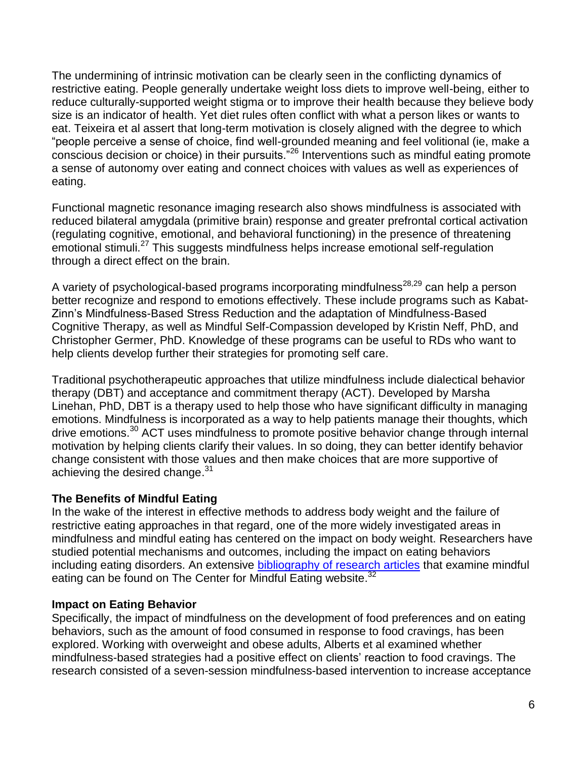The undermining of intrinsic motivation can be clearly seen in the conflicting dynamics of restrictive eating. People generally undertake weight loss diets to improve well-being, either to reduce culturally-supported weight stigma or to improve their health because they believe body size is an indicator of health. Yet diet rules often conflict with what a person likes or wants to eat. Teixeira et al assert that long-term motivation is closely aligned with the degree to which "people perceive a sense of choice, find well-grounded meaning and feel volitional (ie, make a conscious decision or choice) in their pursuits."[26] Interventions such as mindful eating promote a sense of autonomy over eating and connect choices with values as well as experiences of eating.

Functional magnetic resonance imaging research also shows mindfulness is associated with reduced bilateral amygdala (primitive brain) response and greater prefrontal cortical activation (regulating cognitive, emotional, and behavioral functioning) in the presence of threatening emotional stimuli.[27] This suggests mindfulness helps increase emotional self-regulation through a direct effect on the brain.

A variety of psychological-based programs incorporating mindfulness[28,29] can help a person better recognize and respond to emotions effectively. These include programs such as Kabat-Zinn's Mindfulness-Based Stress Reduction and the adaptation of Mindfulness-Based Cognitive Therapy, as well as Mindful Self-Compassion developed by Kristin Neff, PhD, and Christopher Germer, PhD. Knowledge of these programs can be useful to RDs who want to help clients develop further their strategies for promoting self care.

Traditional psychotherapeutic approaches that utilize mindfulness include dialectical behavior therapy (DBT) and acceptance and commitment therapy (ACT). Developed by Marsha Linehan, PhD, DBT is a therapy used to help those who have significant difficulty in managing emotions. Mindfulness is incorporated as a way to help patients manage their thoughts, which drive emotions.[30] ACT uses mindfulness to promote positive behavior change through internal motivation by helping clients clarify their values. In so doing, they can better identify behavior change consistent with those values and then make choices that are more supportive of achieving the desired change.[31]

**The Benefits of Mindful Eating**

In the wake of the interest in effective methods to address body weight and the failure of restrictive eating approaches in that regard, one of the more widely investigated areas in mindfulness and mindful eating has centered on the impact on body weight. Researchers have studied potential mechanisms and outcomes, including the impact on eating behaviors including eating disorders. An extensive bibliography of research articles that examine mindful eating can be found on The Center for Mindful Eating website.[32]

**Impact on Eating Behavior**

Specifically, the impact of mindfulness on the development of food preferences and on eating behaviors, such as the amount of food consumed in response to food cravings, has been explored. Working with overweight and obese adults, Alberts et al examined whether mindfulness-based strategies had a positive effect on clients' reaction to food cravings. The research consisted of a seven-session mindfulness-based intervention to increase acceptance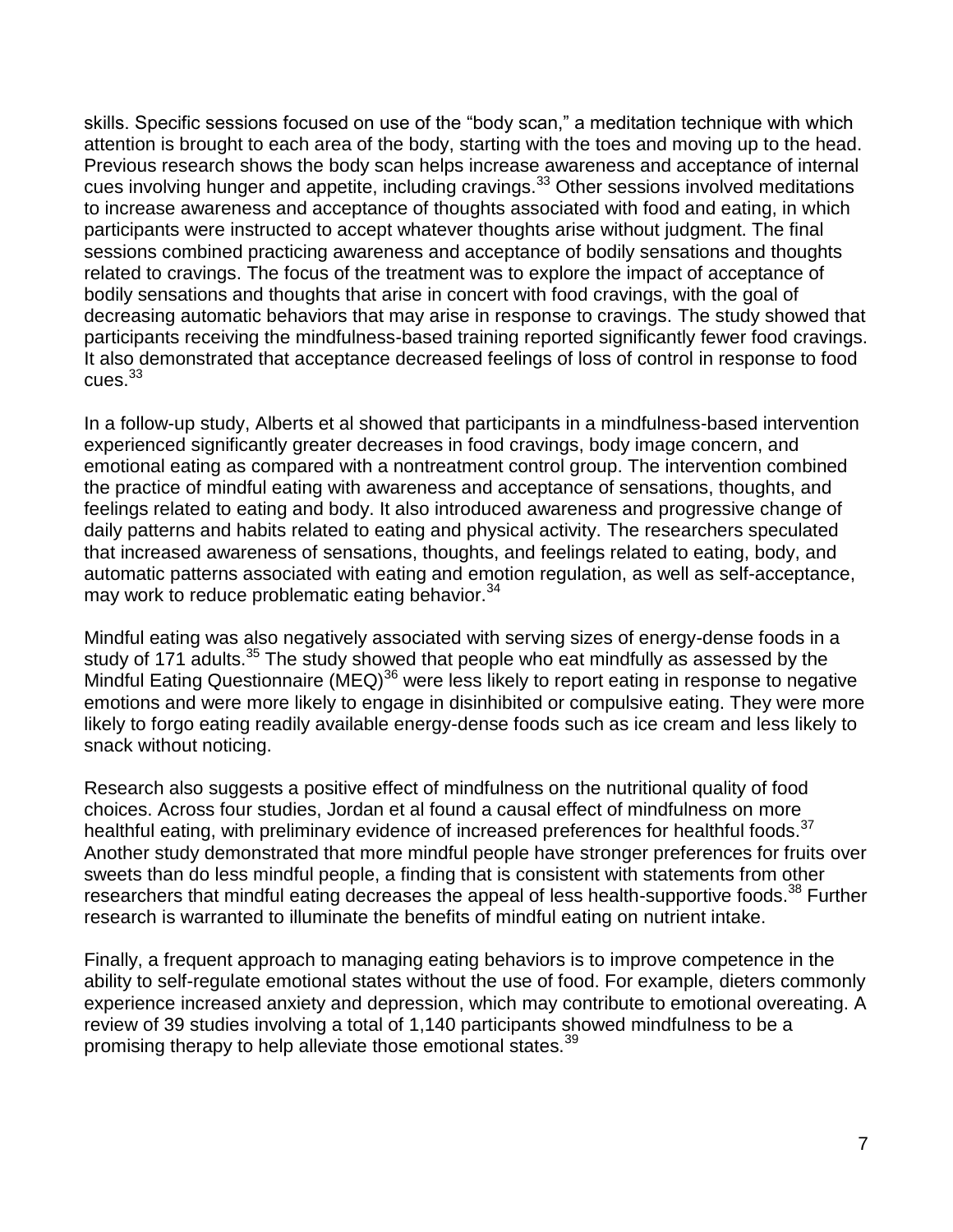skills. Specific sessions focused on use of the "body scan," a meditation technique with which attention is brought to each area of the body, starting with the toes and moving up to the head. Previous research shows the body scan helps increase awareness and acceptance of internal cues involving hunger and appetite, including cravings.[33] Other sessions involved meditations to increase awareness and acceptance of thoughts associated with food and eating, in which participants were instructed to accept whatever thoughts arise without judgment. The final sessions combined practicing awareness and acceptance of bodily sensations and thoughts related to cravings. The focus of the treatment was to explore the impact of acceptance of bodily sensations and thoughts that arise in concert with food cravings, with the goal of decreasing automatic behaviors that may arise in response to cravings. The study showed that participants receiving the mindfulness-based training reported significantly fewer food cravings. It also demonstrated that acceptance decreased feelings of loss of control in response to food cues.[33]

In a follow-up study, Alberts et al showed that participants in a mindfulness-based intervention experienced significantly greater decreases in food cravings, body image concern, and emotional eating as compared with a nontreatment control group. The intervention combined the practice of mindful eating with awareness and acceptance of sensations, thoughts, and feelings related to eating and body. It also introduced awareness and progressive change of daily patterns and habits related to eating and physical activity. The researchers speculated that increased awareness of sensations, thoughts, and feelings related to eating, body, and automatic patterns associated with eating and emotion regulation, as well as self-acceptance, may work to reduce problematic eating behavior.[34]

Mindful eating was also negatively associated with serving sizes of energy-dense foods in a study of 171 adults.[35] The study showed that people who eat mindfully as assessed by the Mindful Eating Questionnaire (MEQ)[36] were less likely to report eating in response to negative emotions and were more likely to engage in disinhibited or compulsive eating. They were more likely to forgo eating readily available energy-dense foods such as ice cream and less likely to snack without noticing.

Research also suggests a positive effect of mindfulness on the nutritional quality of food choices. Across four studies, Jordan et al found a causal effect of mindfulness on more healthful eating, with preliminary evidence of increased preferences for healthful foods.[37] Another study demonstrated that more mindful people have stronger preferences for fruits over sweets than do less mindful people, a finding that is consistent with statements from other researchers that mindful eating decreases the appeal of less health-supportive foods.[38] Further research is warranted to illuminate the benefits of mindful eating on nutrient intake.

Finally, a frequent approach to managing eating behaviors is to improve competence in the ability to self-regulate emotional states without the use of food. For example, dieters commonly experience increased anxiety and depression, which may contribute to emotional overeating. A review of 39 studies involving a total of 1,140 participants showed mindfulness to be a promising therapy to help alleviate those emotional states.[39]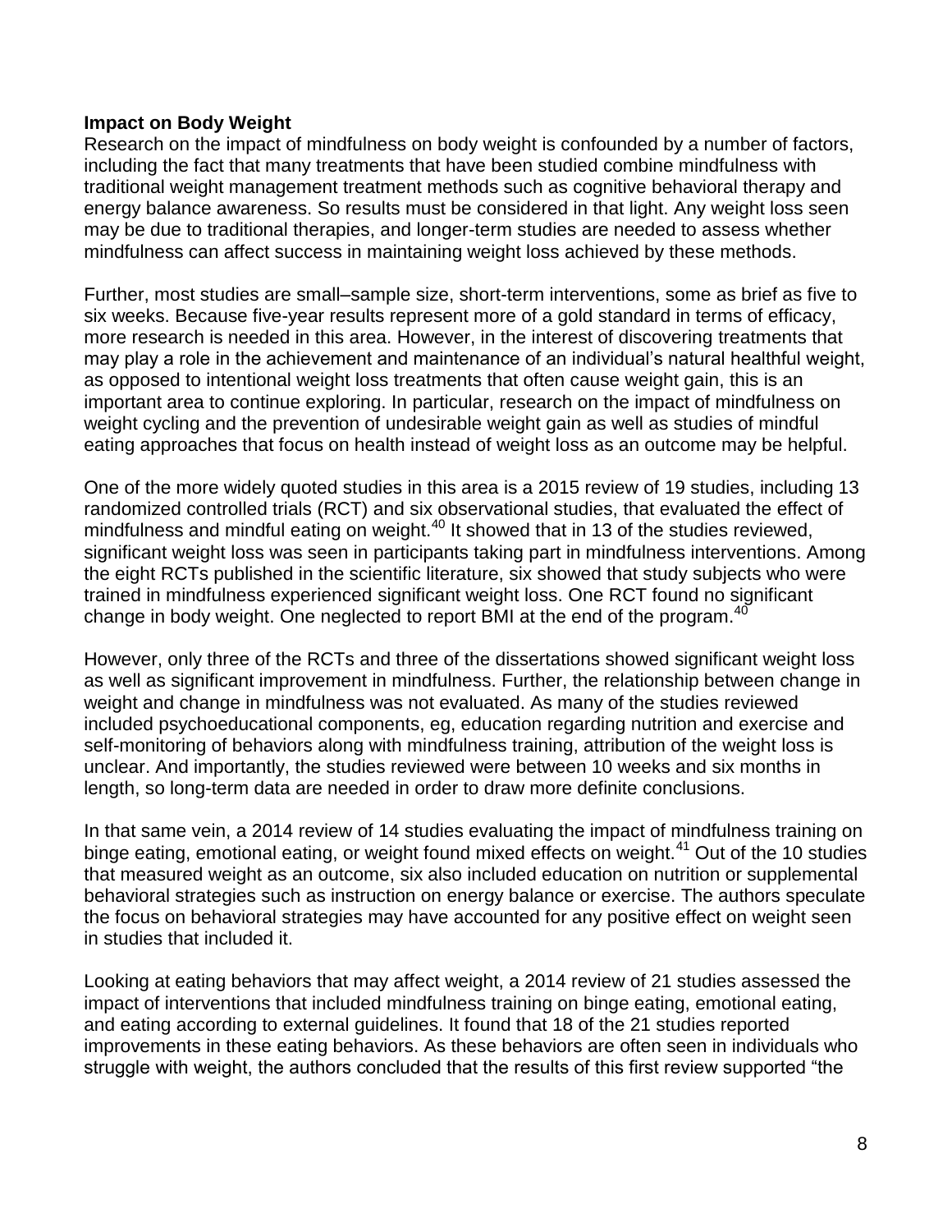**Impact on Body Weight**

Research on the impact of mindfulness on body weight is confounded by a number of factors, including the fact that many treatments that have been studied combine mindfulness with traditional weight management treatment methods such as cognitive behavioral therapy and energy balance awareness. So results must be considered in that light. Any weight loss seen may be due to traditional therapies, and longer-term studies are needed to assess whether mindfulness can affect success in maintaining weight loss achieved by these methods.

Further, most studies are small–sample size, short-term interventions, some as brief as five to six weeks. Because five-year results represent more of a gold standard in terms of efficacy, more research is needed in this area. However, in the interest of discovering treatments that may play a role in the achievement and maintenance of an individual's natural healthful weight, as opposed to intentional weight loss treatments that often cause weight gain, this is an important area to continue exploring. In particular, research on the impact of mindfulness on weight cycling and the prevention of undesirable weight gain as well as studies of mindful eating approaches that focus on health instead of weight loss as an outcome may be helpful.

One of the more widely quoted studies in this area is a 2015 review of 19 studies, including 13 randomized controlled trials (RCT) and six observational studies, that evaluated the effect of mindfulness and mindful eating on weight.[40] It showed that in 13 of the studies reviewed, significant weight loss was seen in participants taking part in mindfulness interventions. Among the eight RCTs published in the scientific literature, six showed that study subjects who were trained in mindfulness experienced significant weight loss. One RCT found no significant change in body weight. One neglected to report BMI at the end of the program.[40]

However, only three of the RCTs and three of the dissertations showed significant weight loss as well as significant improvement in mindfulness. Further, the relationship between change in weight and change in mindfulness was not evaluated. As many of the studies reviewed included psychoeducational components, eg, education regarding nutrition and exercise and self-monitoring of behaviors along with mindfulness training, attribution of the weight loss is unclear. And importantly, the studies reviewed were between 10 weeks and six months in length, so long-term data are needed in order to draw more definite conclusions.

In that same vein, a 2014 review of 14 studies evaluating the impact of mindfulness training on binge eating, emotional eating, or weight found mixed effects on weight.[41] Out of the 10 studies that measured weight as an outcome, six also included education on nutrition or supplemental behavioral strategies such as instruction on energy balance or exercise. The authors speculate the focus on behavioral strategies may have accounted for any positive effect on weight seen in studies that included it.

Looking at eating behaviors that may affect weight, a 2014 review of 21 studies assessed the impact of interventions that included mindfulness training on binge eating, emotional eating, and eating according to external guidelines. It found that 18 of the 21 studies reported improvements in these eating behaviors. As these behaviors are often seen in individuals who struggle with weight, the authors concluded that the results of this first review supported "the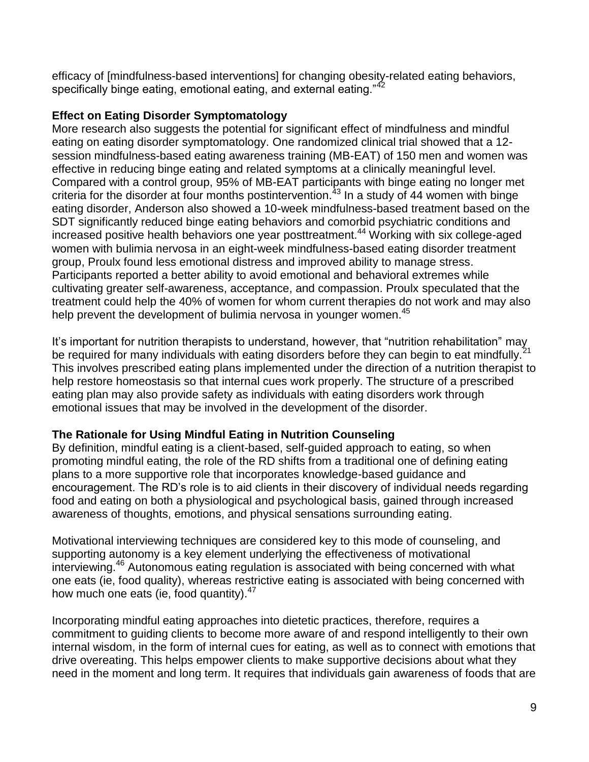efficacy of [mindfulness-based interventions] for changing obesity-related eating behaviors, specifically binge eating, emotional eating, and external eating."[42]

**Effect on Eating Disorder Symptomatology**

More research also suggests the potential for significant effect of mindfulness and mindful eating on eating disorder symptomatology. One randomized clinical trial showed that a 12-session mindfulness-based eating awareness training (MB-EAT) of 150 men and women was effective in reducing binge eating and related symptoms at a clinically meaningful level. Compared with a control group, 95% of MB-EAT participants with binge eating no longer met criteria for the disorder at four months postintervention.[43] In a study of 44 women with binge eating disorder, Anderson also showed a 10-week mindfulness-based treatment based on the SDT significantly reduced binge eating behaviors and comorbid psychiatric conditions and increased positive health behaviors one year posttreatment.[44] Working with six college-aged women with bulimia nervosa in an eight-week mindfulness-based eating disorder treatment group, Proulx found less emotional distress and improved ability to manage stress. Participants reported a better ability to avoid emotional and behavioral extremes while cultivating greater self-awareness, acceptance, and compassion. Proulx speculated that the treatment could help the 40% of women for whom current therapies do not work and may also help prevent the development of bulimia nervosa in younger women.[45]

It's important for nutrition therapists to understand, however, that "nutrition rehabilitation" may be required for many individuals with eating disorders before they can begin to eat mindfully.[21] This involves prescribed eating plans implemented under the direction of a nutrition therapist to help restore homeostasis so that internal cues work properly. The structure of a prescribed eating plan may also provide safety as individuals with eating disorders work through emotional issues that may be involved in the development of the disorder.

**The Rationale for Using Mindful Eating in Nutrition Counseling**

By definition, mindful eating is a client-based, self-guided approach to eating, so when promoting mindful eating, the role of the RD shifts from a traditional one of defining eating plans to a more supportive role that incorporates knowledge-based guidance and encouragement. The RD's role is to aid clients in their discovery of individual needs regarding food and eating on both a physiological and psychological basis, gained through increased awareness of thoughts, emotions, and physical sensations surrounding eating.

Motivational interviewing techniques are considered key to this mode of counseling, and supporting autonomy is a key element underlying the effectiveness of motivational interviewing.[46] Autonomous eating regulation is associated with being concerned with what one eats (ie, food quality), whereas restrictive eating is associated with being concerned with how much one eats (ie, food quantity).[47]

Incorporating mindful eating approaches into dietetic practices, therefore, requires a commitment to guiding clients to become more aware of and respond intelligently to their own internal wisdom, in the form of internal cues for eating, as well as to connect with emotions that drive overeating. This helps empower clients to make supportive decisions about what they need in the moment and long term. It requires that individuals gain awareness of foods that are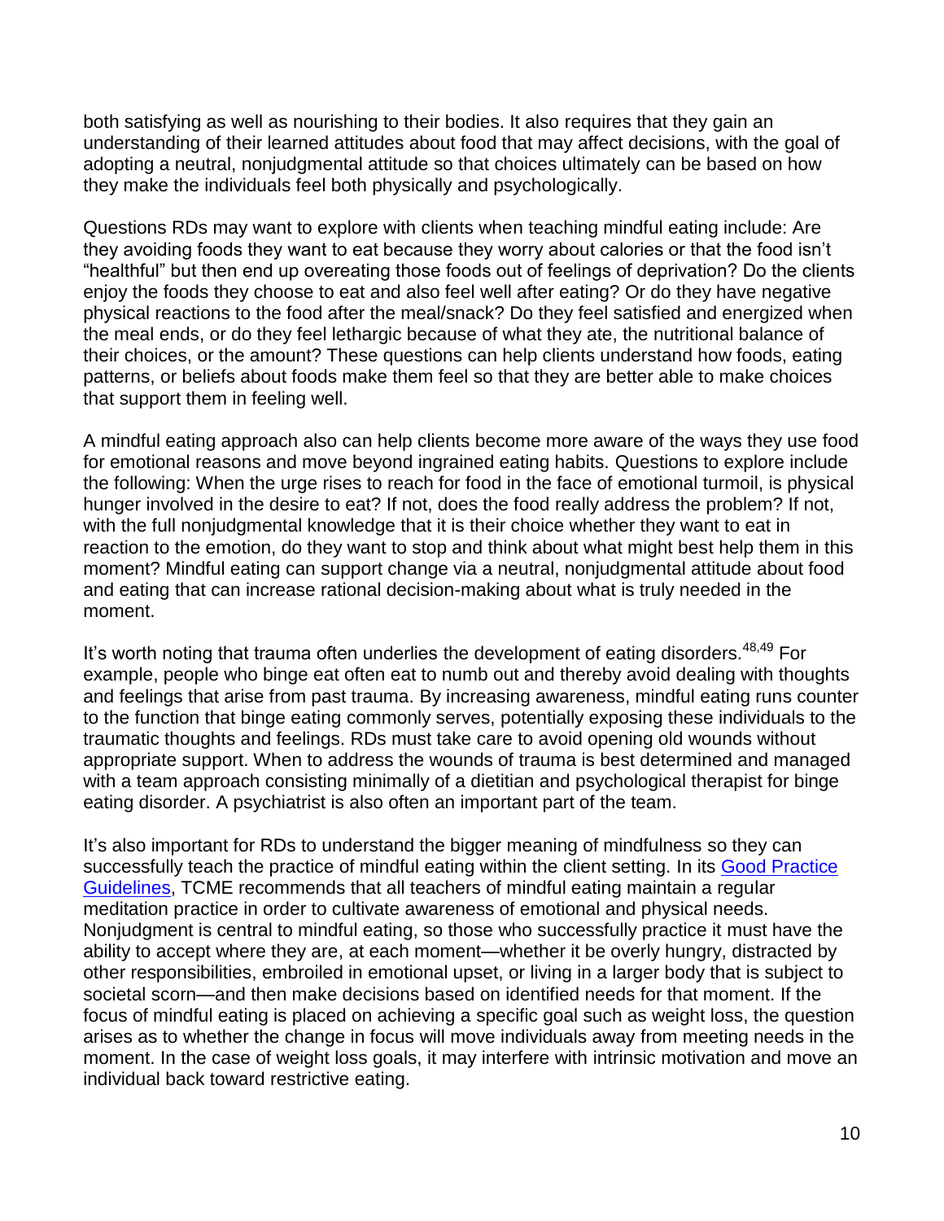both satisfying as well as nourishing to their bodies. It also requires that they gain an understanding of their learned attitudes about food that may affect decisions, with the goal of adopting a neutral, nonjudgmental attitude so that choices ultimately can be based on how they make the individuals feel both physically and psychologically.

Questions RDs may want to explore with clients when teaching mindful eating include: Are they avoiding foods they want to eat because they worry about calories or that the food isn't "healthful" but then end up overeating those foods out of feelings of deprivation? Do the clients enjoy the foods they choose to eat and also feel well after eating? Or do they have negative physical reactions to the food after the meal/snack? Do they feel satisfied and energized when the meal ends, or do they feel lethargic because of what they ate, the nutritional balance of their choices, or the amount? These questions can help clients understand how foods, eating patterns, or beliefs about foods make them feel so that they are better able to make choices that support them in feeling well.

A mindful eating approach also can help clients become more aware of the ways they use food for emotional reasons and move beyond ingrained eating habits. Questions to explore include the following: When the urge rises to reach for food in the face of emotional turmoil, is physical hunger involved in the desire to eat? If not, does the food really address the problem? If not, with the full nonjudgmental knowledge that it is their choice whether they want to eat in reaction to the emotion, do they want to stop and think about what might best help them in this moment? Mindful eating can support change via a neutral, nonjudgmental attitude about food and eating that can increase rational decision-making about what is truly needed in the moment.

It's worth noting that trauma often underlies the development of eating disorders.[48,49] For example, people who binge eat often eat to numb out and thereby avoid dealing with thoughts and feelings that arise from past trauma. By increasing awareness, mindful eating runs counter to the function that binge eating commonly serves, potentially exposing these individuals to the traumatic thoughts and feelings. RDs must take care to avoid opening old wounds without appropriate support. When to address the wounds of trauma is best determined and managed with a team approach consisting minimally of a dietitian and psychological therapist for binge eating disorder. A psychiatrist is also often an important part of the team.

It's also important for RDs to understand the bigger meaning of mindfulness so they can successfully teach the practice of mindful eating within the client setting. In its Good Practice Guidelines, TCME recommends that all teachers of mindful eating maintain a regular meditation practice in order to cultivate awareness of emotional and physical needs. Nonjudgment is central to mindful eating, so those who successfully practice it must have the ability to accept where they are, at each moment—whether it be overly hungry, distracted by other responsibilities, embroiled in emotional upset, or living in a larger body that is subject to societal scorn—and then make decisions based on identified needs for that moment. If the focus of mindful eating is placed on achieving a specific goal such as weight loss, the question arises as to whether the change in focus will move individuals away from meeting needs in the moment. In the case of weight loss goals, it may interfere with intrinsic motivation and move an individual back toward restrictive eating.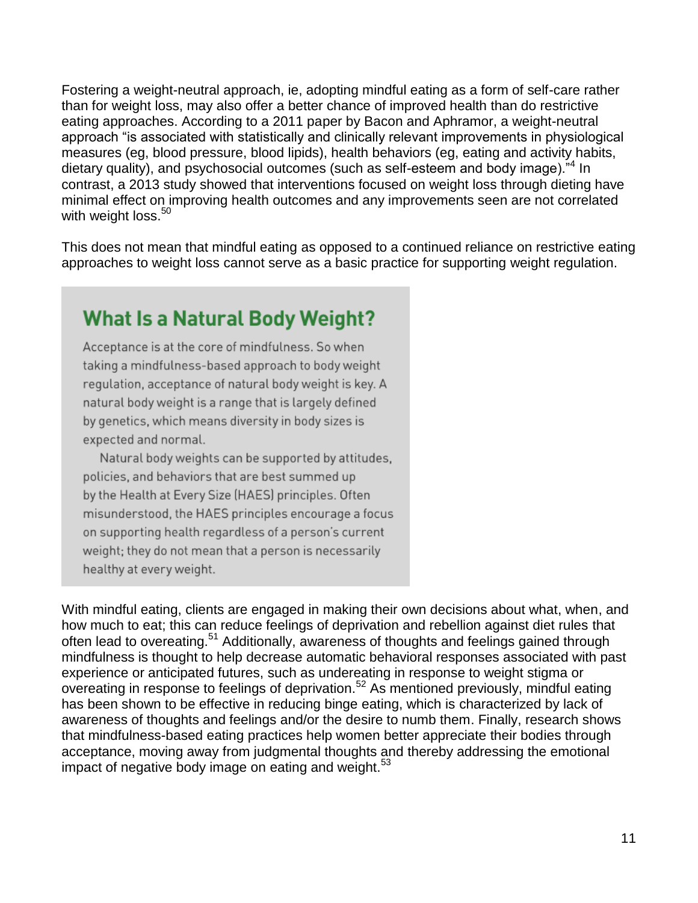Fostering a weight-neutral approach, ie, adopting mindful eating as a form of self-care rather than for weight loss, may also offer a better chance of improved health than do restrictive eating approaches. According to a 2011 paper by Bacon and Aphramor, a weight-neutral approach "is associated with statistically and clinically relevant improvements in physiological measures (eg, blood pressure, blood lipids), health behaviors (eg, eating and activity habits, dietary quality), and psychosocial outcomes (such as self-esteem and body image)."[4] In contrast, a 2013 study showed that interventions focused on weight loss through dieting have minimal effect on improving health outcomes and any improvements seen are not correlated with weight loss.[50]

This does not mean that mindful eating as opposed to a continued reliance on restrictive eating approaches to weight loss cannot serve as a basic practice for supporting weight regulation.

## What Is a Natural Body Weight?

Acceptance is at the core of mindfulness. So when taking a mindfulness-based approach to body weight regulation, acceptance of natural body weight is key. A natural body weight is a range that is largely defined by genetics, which means diversity in body sizes is expected and normal.

Natural body weights can be supported by attitudes, policies, and behaviors that are best summed up by the Health at Every Size (HAES) principles. Often misunderstood, the HAES principles encourage a focus on supporting health regardless of a person's current weight; they do not mean that a person is necessarily healthy at every weight.

With mindful eating, clients are engaged in making their own decisions about what, when, and how much to eat; this can reduce feelings of deprivation and rebellion against diet rules that often lead to overeating.[51] Additionally, awareness of thoughts and feelings gained through mindfulness is thought to help decrease automatic behavioral responses associated with past experience or anticipated futures, such as undereating in response to weight stigma or overeating in response to feelings of deprivation.[52] As mentioned previously, mindful eating has been shown to be effective in reducing binge eating, which is characterized by lack of awareness of thoughts and feelings and/or the desire to numb them. Finally, research shows that mindfulness-based eating practices help women better appreciate their bodies through acceptance, moving away from judgmental thoughts and thereby addressing the emotional impact of negative body image on eating and weight.[53]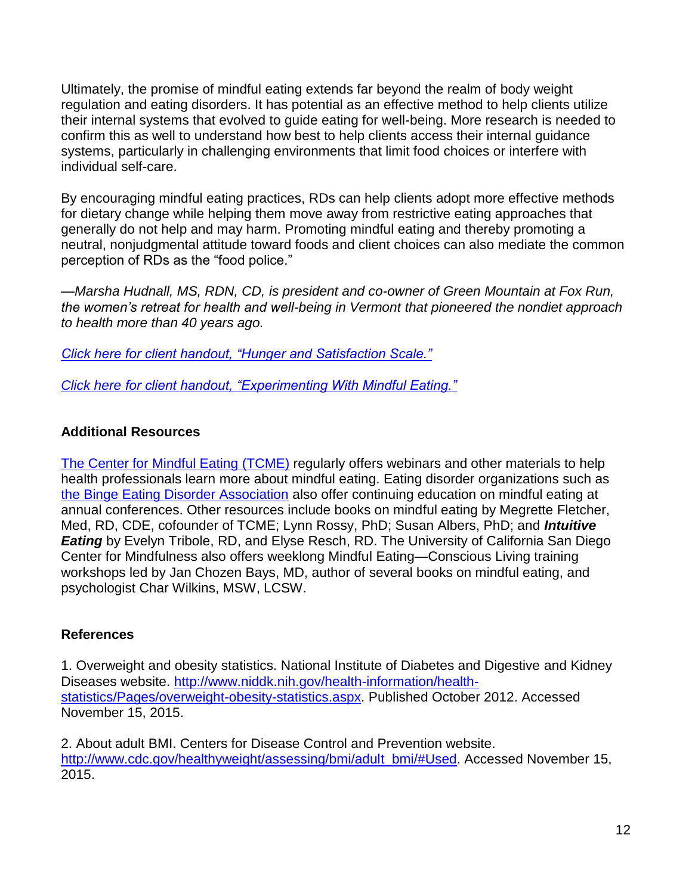Ultimately, the promise of mindful eating extends far beyond the realm of body weight regulation and eating disorders. It has potential as an effective method to help clients utilize their internal systems that evolved to guide eating for well-being. More research is needed to confirm this as well to understand how best to help clients access their internal guidance systems, particularly in challenging environments that limit food choices or interfere with individual self-care.

By encouraging mindful eating practices, RDs can help clients adopt more effective methods for dietary change while helping them move away from restrictive eating approaches that generally do not help and may harm. Promoting mindful eating and thereby promoting a neutral, nonjudgmental attitude toward foods and client choices can also mediate the common perception of RDs as the "food police."

*—Marsha Hudnall, MS, RDN, CD, is president and co-owner of Green Mountain at Fox Run, the women's retreat for health and well-being in Vermont that pioneered the nondiet approach to health more than 40 years ago.*

*Click here for client handout, "Hunger and Satisfaction Scale."*

*Click here for client handout, "Experimenting With Mindful Eating."*

**Additional Resources**

The Center for Mindful Eating (TCME) regularly offers webinars and other materials to help health professionals learn more about mindful eating. Eating disorder organizations such as the Binge Eating Disorder Association also offer continuing education on mindful eating at annual conferences. Other resources include books on mindful eating by Megrette Fletcher, Med, RD, CDE, cofounder of TCME; Lynn Rossy, PhD; Susan Albers, PhD; and ***Intuitive Eating*** by Evelyn Tribole, RD, and Elyse Resch, RD. The University of California San Diego Center for Mindfulness also offers weeklong Mindful Eating—Conscious Living training workshops led by Jan Chozen Bays, MD, author of several books on mindful eating, and psychologist Char Wilkins, MSW, LCSW.

**References**

1. Overweight and obesity statistics. National Institute of Diabetes and Digestive and Kidney Diseases website. http://www.niddk.nih.gov/health-information/health-statistics/Pages/overweight-obesity-statistics.aspx. Published October 2012. Accessed November 15, 2015.

2. About adult BMI. Centers for Disease Control and Prevention website. http://www.cdc.gov/healthyweight/assessing/bmi/adult_bmi/#Used. Accessed November 15, 2015.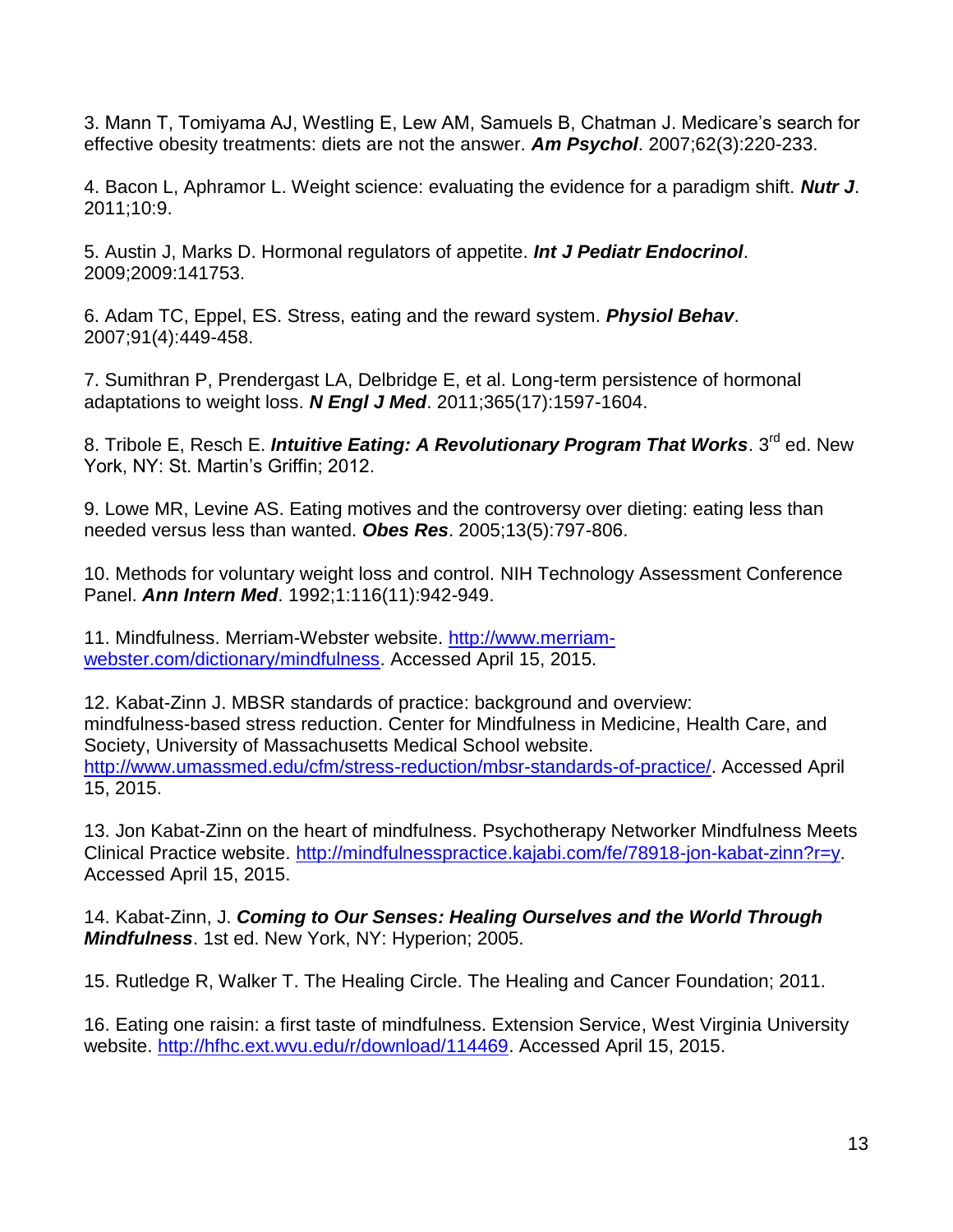3. Mann T, Tomiyama AJ, Westling E, Lew AM, Samuels B, Chatman J. Medicare's search for effective obesity treatments: diets are not the answer. ***Am Psychol***. 2007;62(3):220-233.

4. Bacon L, Aphramor L. Weight science: evaluating the evidence for a paradigm shift. ***Nutr J***. 2011;10:9.

5. Austin J, Marks D. Hormonal regulators of appetite. ***Int J Pediatr Endocrinol***. 2009;2009:141753.

6. Adam TC, Eppel, ES. Stress, eating and the reward system. ***Physiol Behav***. 2007;91(4):449-458.

7. Sumithran P, Prendergast LA, Delbridge E, et al. Long-term persistence of hormonal adaptations to weight loss. ***N Engl J Med***. 2011;365(17):1597-1604.

8. Tribole E, Resch E. ***Intuitive Eating: A Revolutionary Program That Works***. 3rd ed. New York, NY: St. Martin's Griffin; 2012.

9. Lowe MR, Levine AS. Eating motives and the controversy over dieting: eating less than needed versus less than wanted. ***Obes Res***. 2005;13(5):797-806.

10. Methods for voluntary weight loss and control. NIH Technology Assessment Conference Panel. ***Ann Intern Med***. 1992;1:116(11):942-949.

11. Mindfulness. Merriam-Webster website. [http://www.merriam-webster.com/dictionary/mindfulness](http://www.merriam-webster.com/dictionary/mindfulness). Accessed April 15, 2015.

12. Kabat-Zinn J. MBSR standards of practice: background and overview: mindfulness-based stress reduction. Center for Mindfulness in Medicine, Health Care, and Society, University of Massachusetts Medical School website. [http://www.umassmed.edu/cfm/stress-reduction/mbsr-standards-of-practice/](http://www.umassmed.edu/cfm/stress-reduction/mbsr-standards-of-practice/). Accessed April 15, 2015.

13. Jon Kabat-Zinn on the heart of mindfulness. Psychotherapy Networker Mindfulness Meets Clinical Practice website. [http://mindfulnesspractice.kajabi.com/fe/78918-jon-kabat-zinn?r=y](http://mindfulnesspractice.kajabi.com/fe/78918-jon-kabat-zinn?r=y). Accessed April 15, 2015.

14. Kabat-Zinn, J. ***Coming to Our Senses: Healing Ourselves and the World Through Mindfulness***. 1st ed. New York, NY: Hyperion; 2005.

15. Rutledge R, Walker T. The Healing Circle. The Healing and Cancer Foundation; 2011.

16. Eating one raisin: a first taste of mindfulness. Extension Service, West Virginia University website. [http://hfhc.ext.wvu.edu/r/download/114469](http://hfhc.ext.wvu.edu/r/download/114469). Accessed April 15, 2015.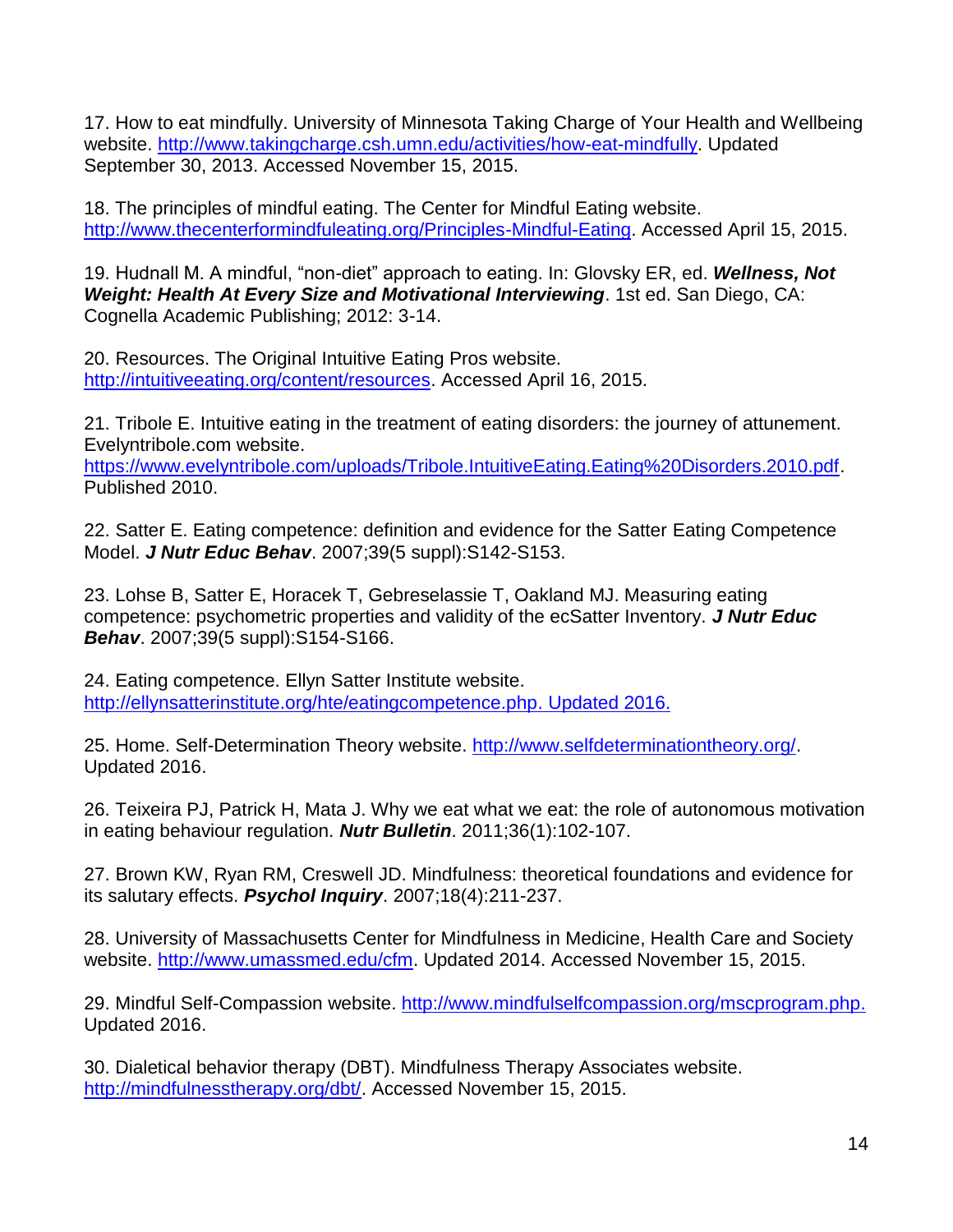17. How to eat mindfully. University of Minnesota Taking Charge of Your Health and Wellbeing website. http://www.takingcharge.csh.umn.edu/activities/how-eat-mindfully. Updated September 30, 2013. Accessed November 15, 2015.

18. The principles of mindful eating. The Center for Mindful Eating website. http://www.thecenterformindfuleating.org/Principles-Mindful-Eating. Accessed April 15, 2015.

19. Hudnall M. A mindful, "non-diet" approach to eating. In: Glovsky ER, ed. ***Wellness, Not Weight: Health At Every Size and Motivational Interviewing***. 1st ed. San Diego, CA: Cognella Academic Publishing; 2012: 3-14.

20. Resources. The Original Intuitive Eating Pros website. http://intuitiveeating.org/content/resources. Accessed April 16, 2015.

21. Tribole E. Intuitive eating in the treatment of eating disorders: the journey of attunement. Evelyntribole.com website. https://www.evelyntribole.com/uploads/Tribole.IntuitiveEating.Eating%20Disorders.2010.pdf. Published 2010.

22. Satter E. Eating competence: definition and evidence for the Satter Eating Competence Model. ***J Nutr Educ Behav***. 2007;39(5 suppl):S142-S153.

23. Lohse B, Satter E, Horacek T, Gebreselassie T, Oakland MJ. Measuring eating competence: psychometric properties and validity of the ecSatter Inventory. ***J Nutr Educ Behav***. 2007;39(5 suppl):S154-S166.

24. Eating competence. Ellyn Satter Institute website. http://ellynsatterinstitute.org/hte/eatingcompetence.php. Updated 2016.

25. Home. Self-Determination Theory website. http://www.selfdeterminationtheory.org/. Updated 2016.

26. Teixeira PJ, Patrick H, Mata J. Why we eat what we eat: the role of autonomous motivation in eating behaviour regulation. ***Nutr Bulletin***. 2011;36(1):102-107.

27. Brown KW, Ryan RM, Creswell JD. Mindfulness: theoretical foundations and evidence for its salutary effects. ***Psychol Inquiry***. 2007;18(4):211-237.

28. University of Massachusetts Center for Mindfulness in Medicine, Health Care and Society website. http://www.umassmed.edu/cfm. Updated 2014. Accessed November 15, 2015.

29. Mindful Self-Compassion website. http://www.mindfulselfcompassion.org/mscprogram.php. Updated 2016.

30. Dialetical behavior therapy (DBT). Mindfulness Therapy Associates website. http://mindfulnesstherapy.org/dbt/. Accessed November 15, 2015.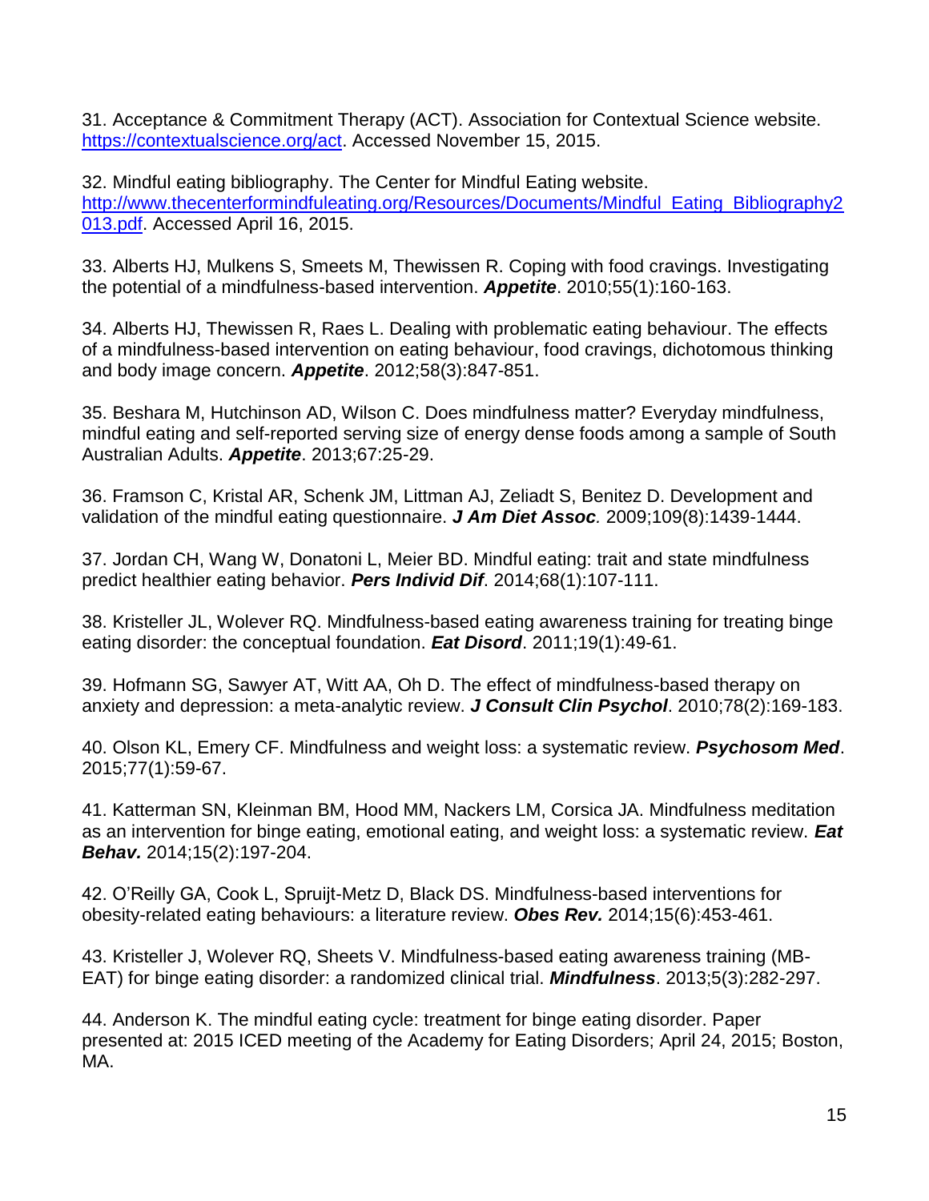31. Acceptance & Commitment Therapy (ACT). Association for Contextual Science website. https://contextualscience.org/act. Accessed November 15, 2015.

32. Mindful eating bibliography. The Center for Mindful Eating website. http://www.thecenterformindfuleating.org/Resources/Documents/Mindful_Eating_Bibliography2013.pdf. Accessed April 16, 2015.

33. Alberts HJ, Mulkens S, Smeets M, Thewissen R. Coping with food cravings. Investigating the potential of a mindfulness-based intervention. ***Appetite***. 2010;55(1):160-163.

34. Alberts HJ, Thewissen R, Raes L. Dealing with problematic eating behaviour. The effects of a mindfulness-based intervention on eating behaviour, food cravings, dichotomous thinking and body image concern. ***Appetite***. 2012;58(3):847-851.

35. Beshara M, Hutchinson AD, Wilson C. Does mindfulness matter? Everyday mindfulness, mindful eating and self-reported serving size of energy dense foods among a sample of South Australian Adults. ***Appetite***. 2013;67:25-29.

36. Framson C, Kristal AR, Schenk JM, Littman AJ, Zeliadt S, Benitez D. Development and validation of the mindful eating questionnaire. ***J Am Diet Assoc.*** 2009;109(8):1439-1444.

37. Jordan CH, Wang W, Donatoni L, Meier BD. Mindful eating: trait and state mindfulness predict healthier eating behavior. ***Pers Individ Dif***. 2014;68(1):107-111.

38. Kristeller JL, Wolever RQ. Mindfulness-based eating awareness training for treating binge eating disorder: the conceptual foundation. ***Eat Disord***. 2011;19(1):49-61.

39. Hofmann SG, Sawyer AT, Witt AA, Oh D. The effect of mindfulness-based therapy on anxiety and depression: a meta-analytic review. ***J Consult Clin Psychol***. 2010;78(2):169-183.

40. Olson KL, Emery CF. Mindfulness and weight loss: a systematic review. ***Psychosom Med***. 2015;77(1):59-67.

41. Katterman SN, Kleinman BM, Hood MM, Nackers LM, Corsica JA. Mindfulness meditation as an intervention for binge eating, emotional eating, and weight loss: a systematic review. ***Eat Behav.*** 2014;15(2):197-204.

42. O'Reilly GA, Cook L, Spruijt-Metz D, Black DS. Mindfulness-based interventions for obesity-related eating behaviours: a literature review. ***Obes Rev.*** 2014;15(6):453-461.

43. Kristeller J, Wolever RQ, Sheets V. Mindfulness-based eating awareness training (MB-EAT) for binge eating disorder: a randomized clinical trial. ***Mindfulness***. 2013;5(3):282-297.

44. Anderson K. The mindful eating cycle: treatment for binge eating disorder. Paper presented at: 2015 ICED meeting of the Academy for Eating Disorders; April 24, 2015; Boston, MA.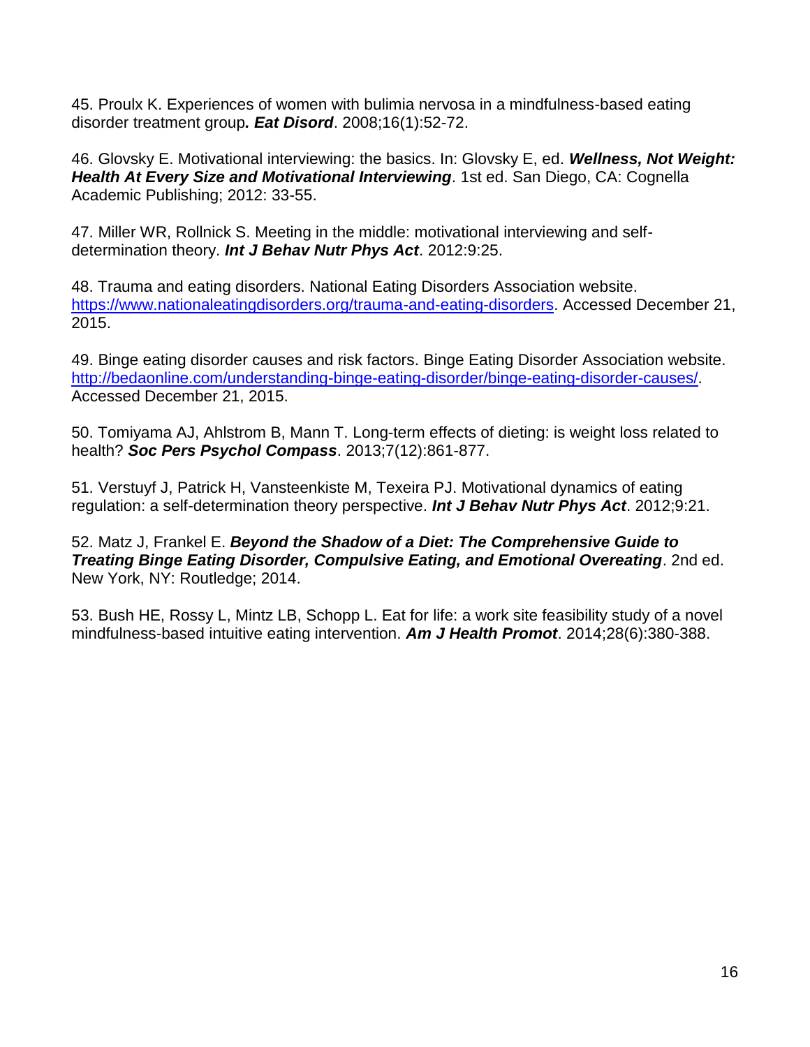45. Proulx K. Experiences of women with bulimia nervosa in a mindfulness-based eating disorder treatment group*.* ***Eat Disord***. 2008;16(1):52-72.

46. Glovsky E. Motivational interviewing: the basics. In: Glovsky E, ed. ***Wellness, Not Weight: Health At Every Size and Motivational Interviewing***. 1st ed. San Diego, CA: Cognella Academic Publishing; 2012: 33-55.

47. Miller WR, Rollnick S. Meeting in the middle: motivational interviewing and self-determination theory. ***Int J Behav Nutr Phys Act***. 2012:9:25.

48. Trauma and eating disorders. National Eating Disorders Association website. [https://www.nationaleatingdisorders.org/trauma-and-eating-disorders](https://www.nationaleatingdisorders.org/trauma-and-eating-disorders). Accessed December 21, 2015.

49. Binge eating disorder causes and risk factors. Binge Eating Disorder Association website. [http://bedaonline.com/understanding-binge-eating-disorder/binge-eating-disorder-causes/](http://bedaonline.com/understanding-binge-eating-disorder/binge-eating-disorder-causes/). Accessed December 21, 2015.

50. Tomiyama AJ, Ahlstrom B, Mann T. Long-term effects of dieting: is weight loss related to health? ***Soc Pers Psychol Compass***. 2013;7(12):861-877.

51. Verstuyf J, Patrick H, Vansteenkiste M, Texeira PJ. Motivational dynamics of eating regulation: a self-determination theory perspective. ***Int J Behav Nutr Phys Act***. 2012;9:21.

52. Matz J, Frankel E. ***Beyond the Shadow of a Diet: The Comprehensive Guide to Treating Binge Eating Disorder, Compulsive Eating, and Emotional Overeating***. 2nd ed. New York, NY: Routledge; 2014.

53. Bush HE, Rossy L, Mintz LB, Schopp L. Eat for life: a work site feasibility study of a novel mindfulness-based intuitive eating intervention. ***Am J Health Promot***. 2014;28(6):380-388.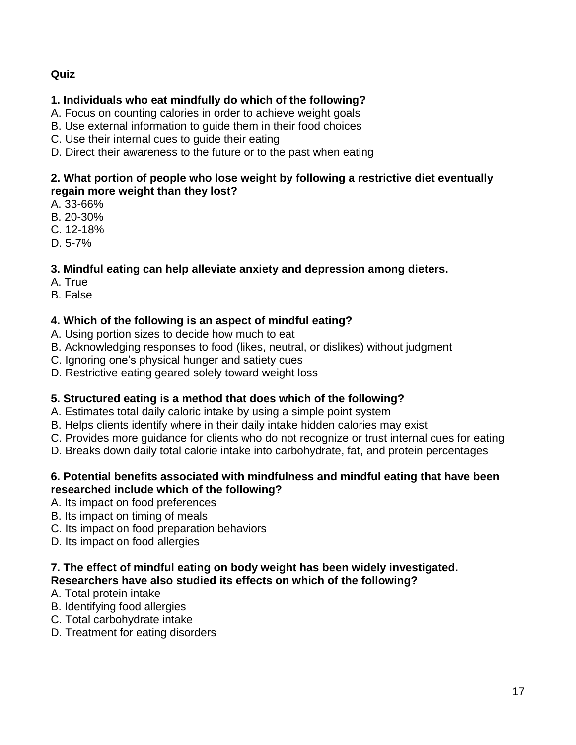**Quiz**

**1. Individuals who eat mindfully do which of the following?**
A. Focus on counting calories in order to achieve weight goals
B. Use external information to guide them in their food choices
C. Use their internal cues to guide their eating
D. Direct their awareness to the future or to the past when eating

**2. What portion of people who lose weight by following a restrictive diet eventually regain more weight than they lost?**
A. 33-66%
B. 20-30%
C. 12-18%
D. 5-7%

**3. Mindful eating can help alleviate anxiety and depression among dieters.**
A. True
B. False

**4. Which of the following is an aspect of mindful eating?**
A. Using portion sizes to decide how much to eat
B. Acknowledging responses to food (likes, neutral, or dislikes) without judgment
C. Ignoring one's physical hunger and satiety cues
D. Restrictive eating geared solely toward weight loss

**5. Structured eating is a method that does which of the following?**
A. Estimates total daily caloric intake by using a simple point system
B. Helps clients identify where in their daily intake hidden calories may exist
C. Provides more guidance for clients who do not recognize or trust internal cues for eating
D. Breaks down daily total calorie intake into carbohydrate, fat, and protein percentages

**6. Potential benefits associated with mindfulness and mindful eating that have been researched include which of the following?**
A. Its impact on food preferences
B. Its impact on timing of meals
C. Its impact on food preparation behaviors
D. Its impact on food allergies

**7. The effect of mindful eating on body weight has been widely investigated. Researchers have also studied its effects on which of the following?**
A. Total protein intake
B. Identifying food allergies
C. Total carbohydrate intake
D. Treatment for eating disorders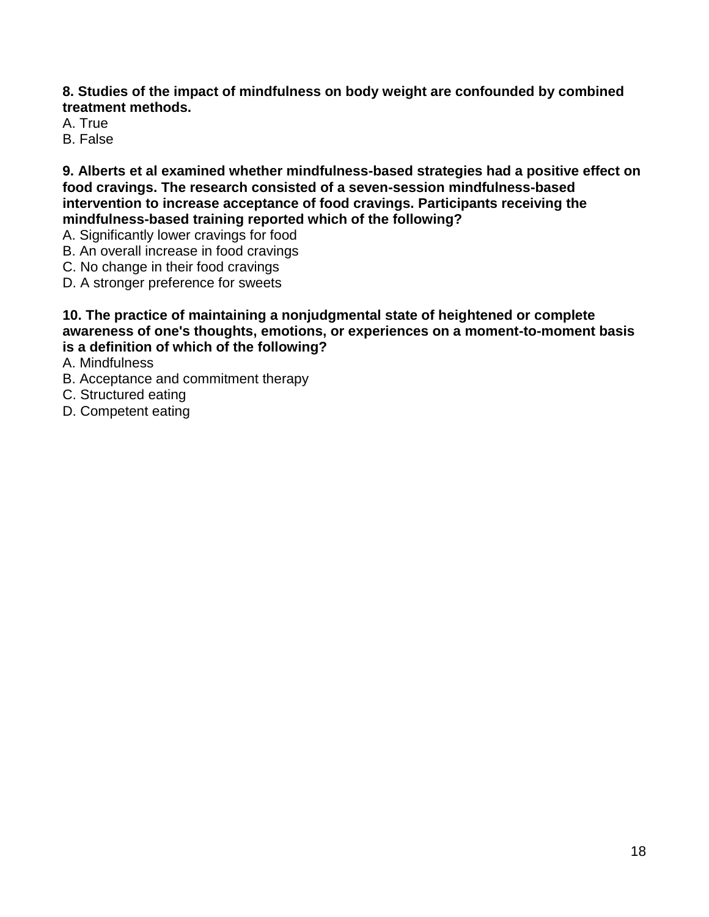**8. Studies of the impact of mindfulness on body weight are confounded by combined treatment methods.**

A. True
B. False

**9. Alberts et al examined whether mindfulness-based strategies had a positive effect on food cravings. The research consisted of a seven-session mindfulness-based intervention to increase acceptance of food cravings. Participants receiving the mindfulness-based training reported which of the following?**

A. Significantly lower cravings for food
B. An overall increase in food cravings
C. No change in their food cravings
D. A stronger preference for sweets

**10. The practice of maintaining a nonjudgmental state of heightened or complete awareness of one's thoughts, emotions, or experiences on a moment-to-moment basis is a definition of which of the following?**

A. Mindfulness
B. Acceptance and commitment therapy
C. Structured eating
D. Competent eating